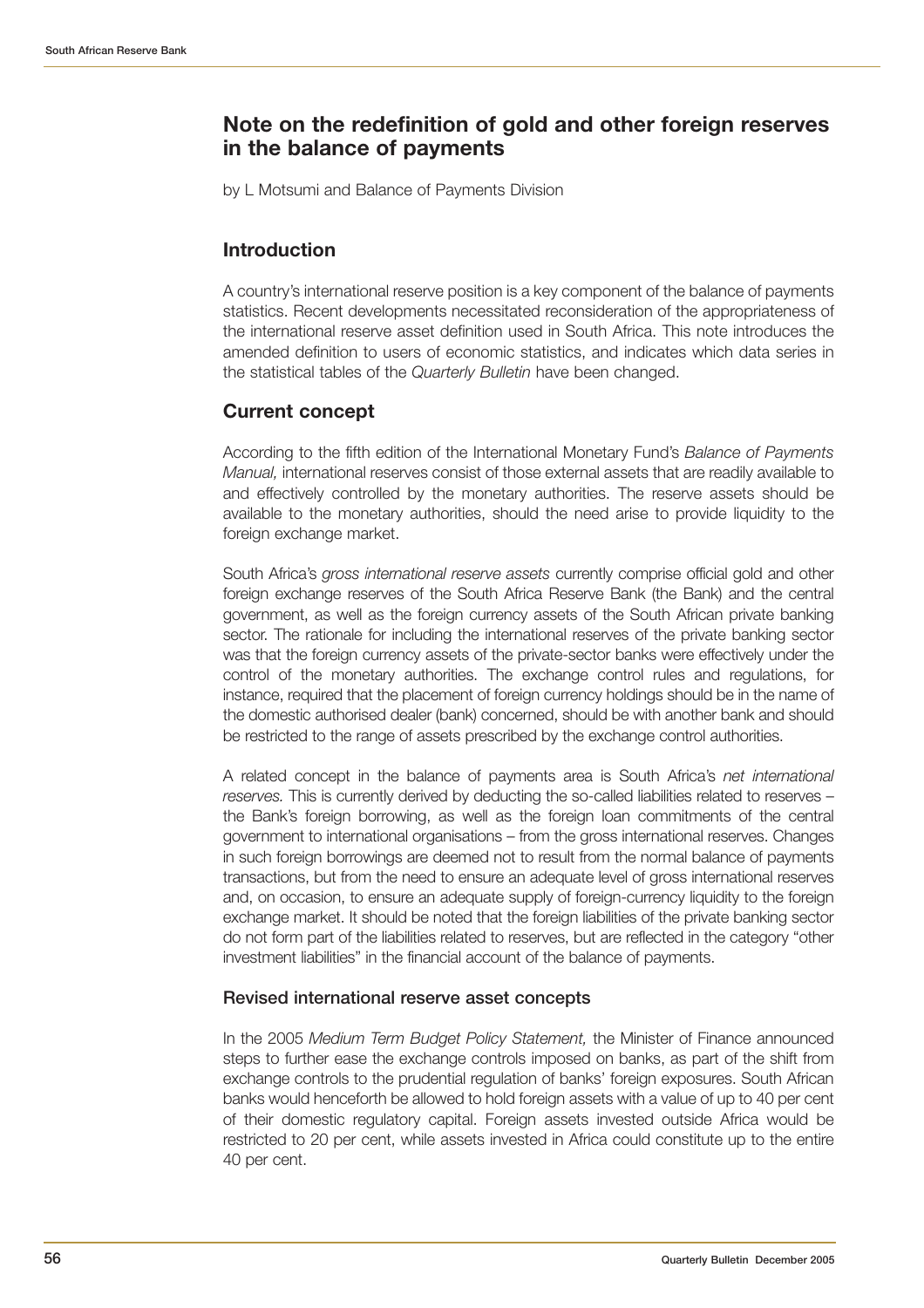# Note on the redefinition of gold and other foreign reserves in the balance of payments

by L Motsumi and Balance of Payments Division

## Introduction

A country's international reserve position is a key component of the balance of payments statistics. Recent developments necessitated reconsideration of the appropriateness of the international reserve asset definition used in South Africa. This note introduces the amended definition to users of economic statistics, and indicates which data series in the statistical tables of the *Quarterly Bulletin* have been changed.

## Current concept

According to the fifth edition of the International Monetary Fund's *Balance of Payments Manual,* international reserves consist of those external assets that are readily available to and effectively controlled by the monetary authorities. The reserve assets should be available to the monetary authorities, should the need arise to provide liquidity to the foreign exchange market.

South Africa's *gross international reserve assets* currently comprise official gold and other foreign exchange reserves of the South Africa Reserve Bank (the Bank) and the central government, as well as the foreign currency assets of the South African private banking sector. The rationale for including the international reserves of the private banking sector was that the foreign currency assets of the private-sector banks were effectively under the control of the monetary authorities. The exchange control rules and regulations, for instance, required that the placement of foreign currency holdings should be in the name of the domestic authorised dealer (bank) concerned, should be with another bank and should be restricted to the range of assets prescribed by the exchange control authorities.

A related concept in the balance of payments area is South Africa's *net international reserves.* This is currently derived by deducting the so-called liabilities related to reserves – the Bank's foreign borrowing, as well as the foreign loan commitments of the central government to international organisations – from the gross international reserves. Changes in such foreign borrowings are deemed not to result from the normal balance of payments transactions, but from the need to ensure an adequate level of gross international reserves and, on occasion, to ensure an adequate supply of foreign-currency liquidity to the foreign exchange market. It should be noted that the foreign liabilities of the private banking sector do not form part of the liabilities related to reserves, but are reflected in the category "other investment liabilities" in the financial account of the balance of payments.

### Revised international reserve asset concepts

In the 2005 *Medium Term Budget Policy Statement,* the Minister of Finance announced steps to further ease the exchange controls imposed on banks, as part of the shift from exchange controls to the prudential regulation of banks' foreign exposures. South African banks would henceforth be allowed to hold foreign assets with a value of up to 40 per cent of their domestic regulatory capital. Foreign assets invested outside Africa would be restricted to 20 per cent, while assets invested in Africa could constitute up to the entire 40 per cent.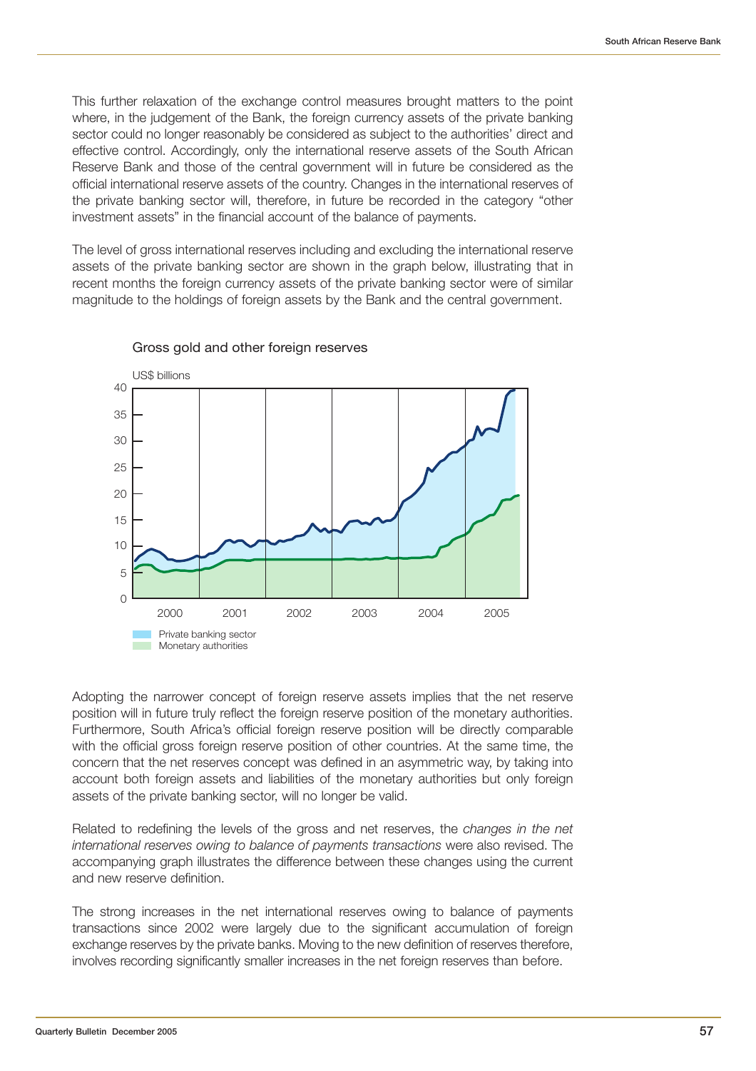This further relaxation of the exchange control measures brought matters to the point where, in the judgement of the Bank, the foreign currency assets of the private banking sector could no longer reasonably be considered as subject to the authorities' direct and effective control. Accordingly, only the international reserve assets of the South African Reserve Bank and those of the central government will in future be considered as the official international reserve assets of the country. Changes in the international reserves of the private banking sector will, therefore, in future be recorded in the category "other investment assets" in the financial account of the balance of payments.

The level of gross international reserves including and excluding the international reserve assets of the private banking sector are shown in the graph below, illustrating that in recent months the foreign currency assets of the private banking sector were of similar magnitude to the holdings of foreign assets by the Bank and the central government.

Gross gold and other foreign reserves

Adopting the narrower concept of foreign reserve assets implies that the net reserve position will in future truly reflect the foreign reserve position of the monetary authorities. Furthermore, South Africa's official foreign reserve position will be directly comparable with the official gross foreign reserve position of other countries. At the same time, the concern that the net reserves concept was defined in an asymmetric way, by taking into account both foreign assets and liabilities of the monetary authorities but only foreign assets of the private banking sector, will no longer be valid.

Related to redefining the levels of the gross and net reserves, the *changes in the net international reserves owing to balance of payments transactions* were also revised. The accompanying graph illustrates the difference between these changes using the current and new reserve definition.

The strong increases in the net international reserves owing to balance of payments transactions since 2002 were largely due to the significant accumulation of foreign exchange reserves by the private banks. Moving to the new definition of reserves therefore, involves recording significantly smaller increases in the net foreign reserves than before.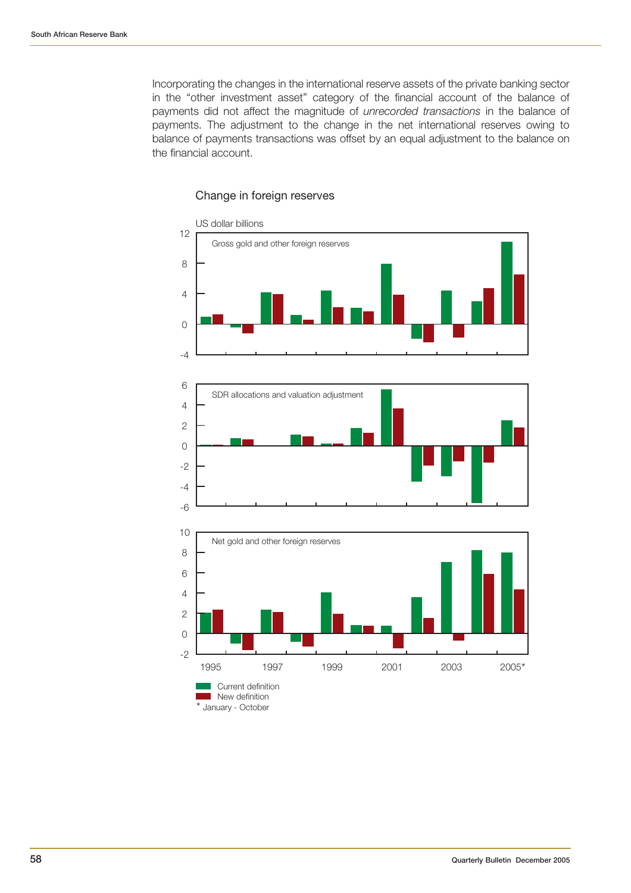Incorporating the changes in the international reserve assets of the private banking sector in the "other investment asset" category of the financial account of the balance of payments did not affect the magnitude of *unrecorded transactions* in the balance of payments. The adjustment to the change in the net international reserves owing to balance of payments transactions was offset by an equal adjustment to the balance on the financial account.

Change in foreign reserves

US dollar billions

Gross gold and other foreign reserves

SDR allocations and valuation adjustment

Net gold and other foreign reserves

Current definition

New definition

\* January - October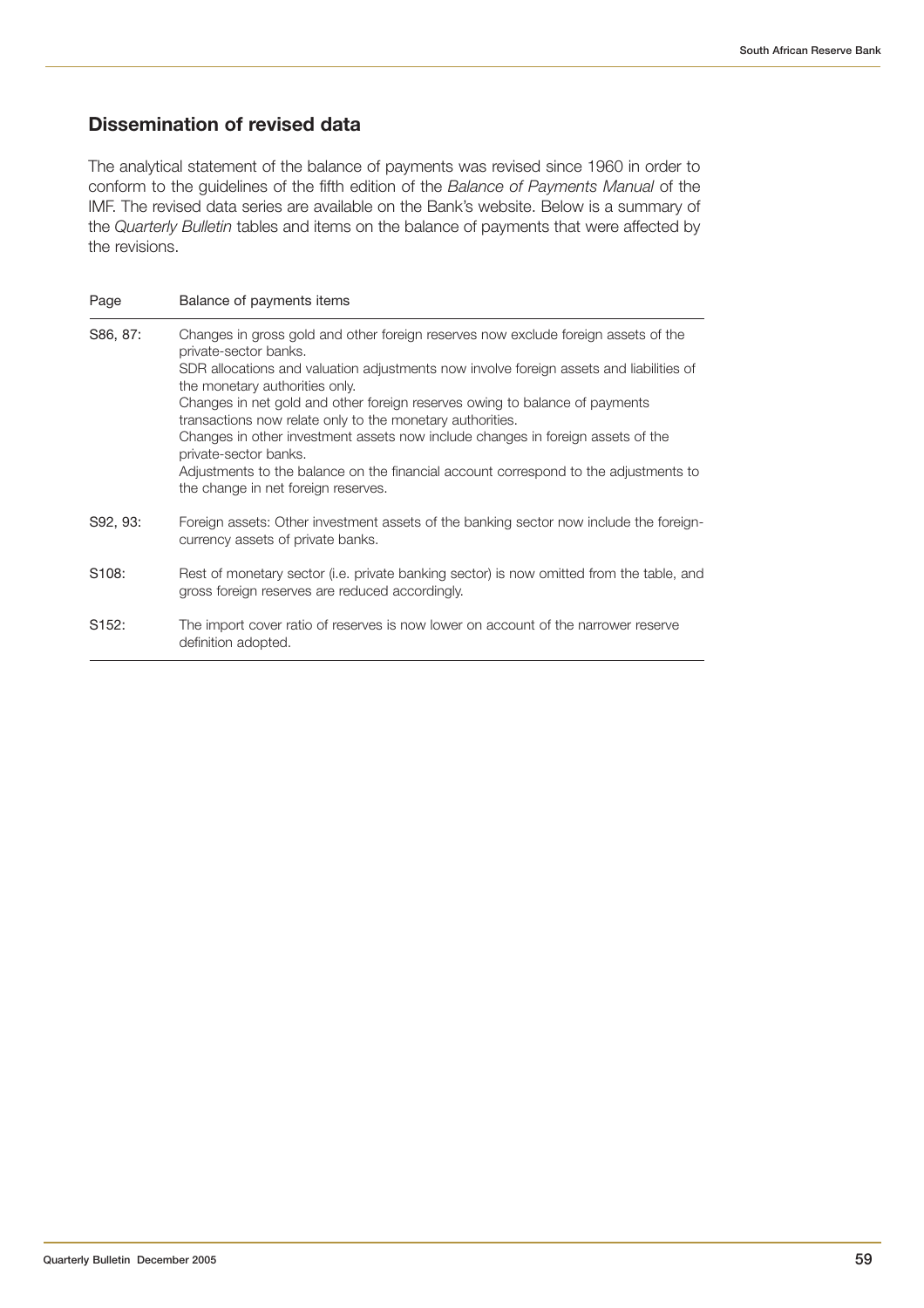## Dissemination of revised data

The analytical statement of the balance of payments was revised since 1960 in order to conform to the guidelines of the fifth edition of the *Balance of Payments Manual* of the IMF. The revised data series are available on the Bank's website. Below is a summary of the *Quarterly Bulletin* tables and items on the balance of payments that were affected by the revisions.

| Page | Balance of payments items |
|---|---|
| S86, 87: | Changes in gross gold and other foreign reserves now exclude foreign assets of the private-sector banks.<br>SDR allocations and valuation adjustments now involve foreign assets and liabilities of the monetary authorities only.<br>Changes in net gold and other foreign reserves owing to balance of payments transactions now relate only to the monetary authorities.<br>Changes in other investment assets now include changes in foreign assets of the private-sector banks.<br>Adjustments to the balance on the financial account correspond to the adjustments to the change in net foreign reserves. |
| S92, 93: | Foreign assets: Other investment assets of the banking sector now include the foreign-currency assets of private banks. |
| S108: | Rest of monetary sector (i.e. private banking sector) is now omitted from the table, and gross foreign reserves are reduced accordingly. |
| S152: | The import cover ratio of reserves is now lower on account of the narrower reserve definition adopted. |